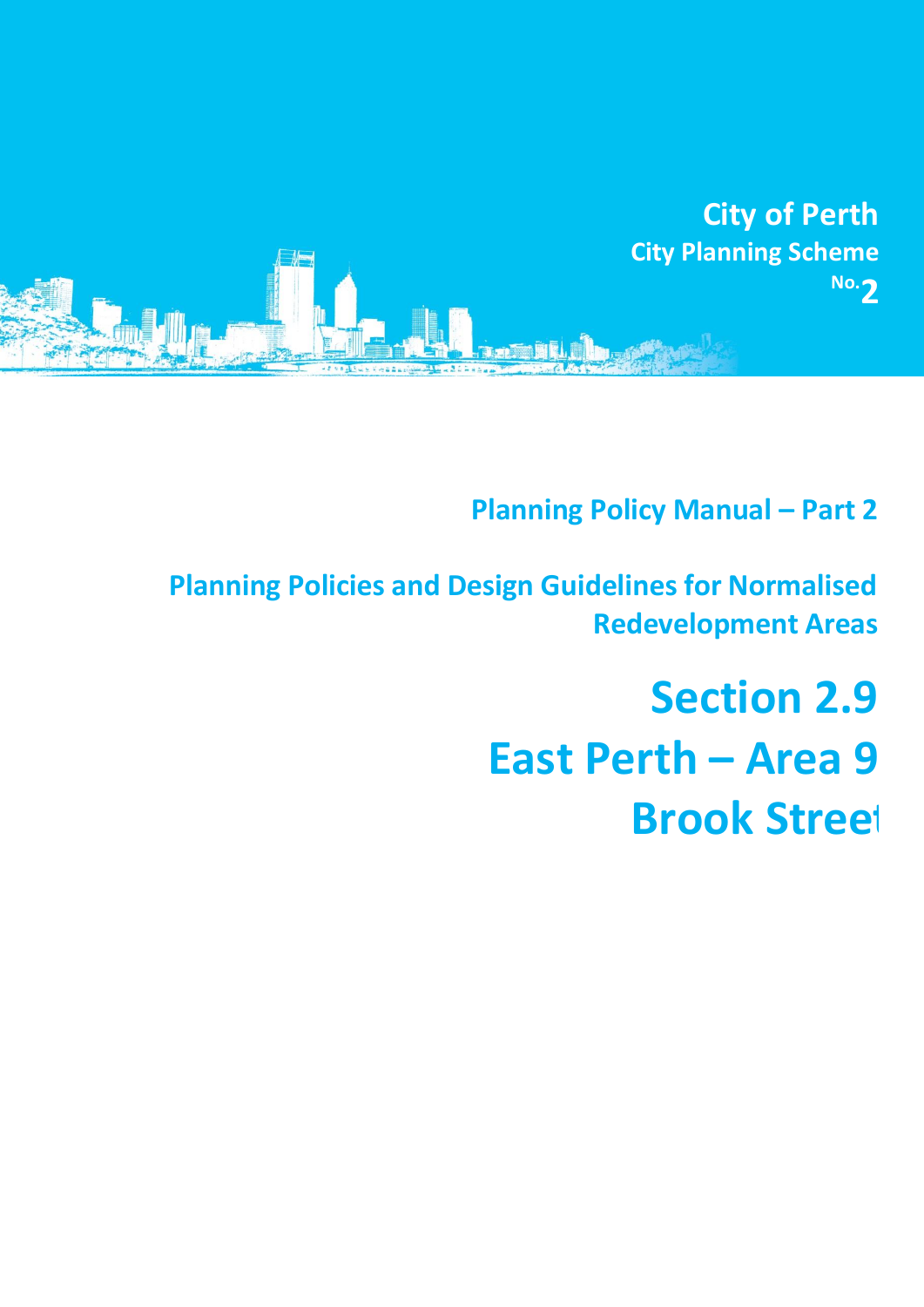City of Perth

City Planning Scheme No. 2

# Planning Policy Manual – Part 2

## Planning Policies and Design Guidelines for Normalised Redevelopment Areas

# Section 2.9

# East Perth – Area 9

# Brook Street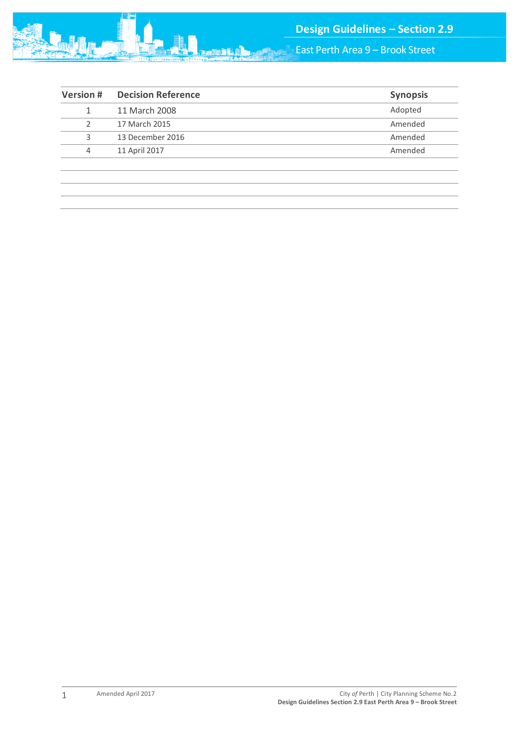| Version # | Decision Reference | Synopsis |
|---|---|---|
| 1 | 11 March 2008 | Adopted |
| 2 | 17 March 2015 | Amended |
| 3 | 13 December 2016 | Amended |
| 4 | 11 April 2017 | Amended |
| | | |
| | | |
| | | |
| | | |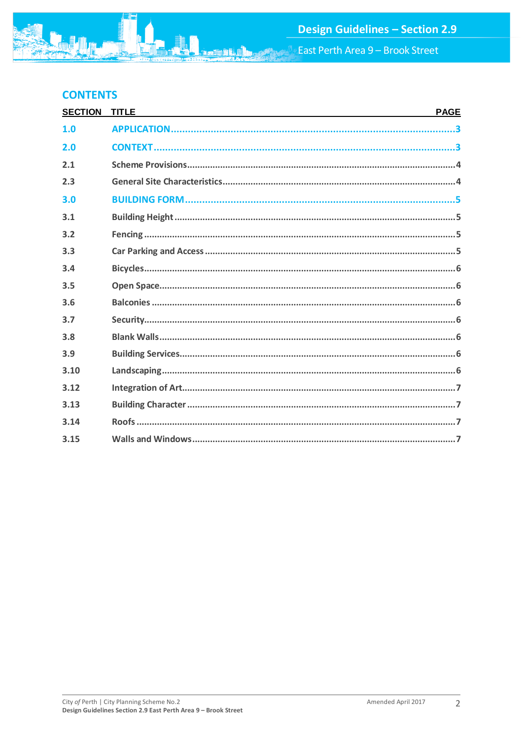## CONTENTS

| SECTION | TITLE | PAGE |
|---|---|---|
| 1.0 | APPLICATION | 3 |
| 2.0 | CONTEXT | 3 |
| 2.1 | Scheme Provisions | 4 |
| 2.3 | General Site Characteristics | 4 |
| 3.0 | BUILDING FORM | 5 |
| 3.1 | Building Height | 5 |
| 3.2 | Fencing | 5 |
| 3.3 | Car Parking and Access | 5 |
| 3.4 | Bicycles | 6 |
| 3.5 | Open Space | 6 |
| 3.6 | Balconies | 6 |
| 3.7 | Security | 6 |
| 3.8 | Blank Walls | 6 |
| 3.9 | Building Services | 6 |
| 3.10 | Landscaping | 6 |
| 3.12 | Integration of Art | 7 |
| 3.13 | Building Character | 7 |
| 3.14 | Roofs | 7 |
| 3.15 | Walls and Windows | 7 |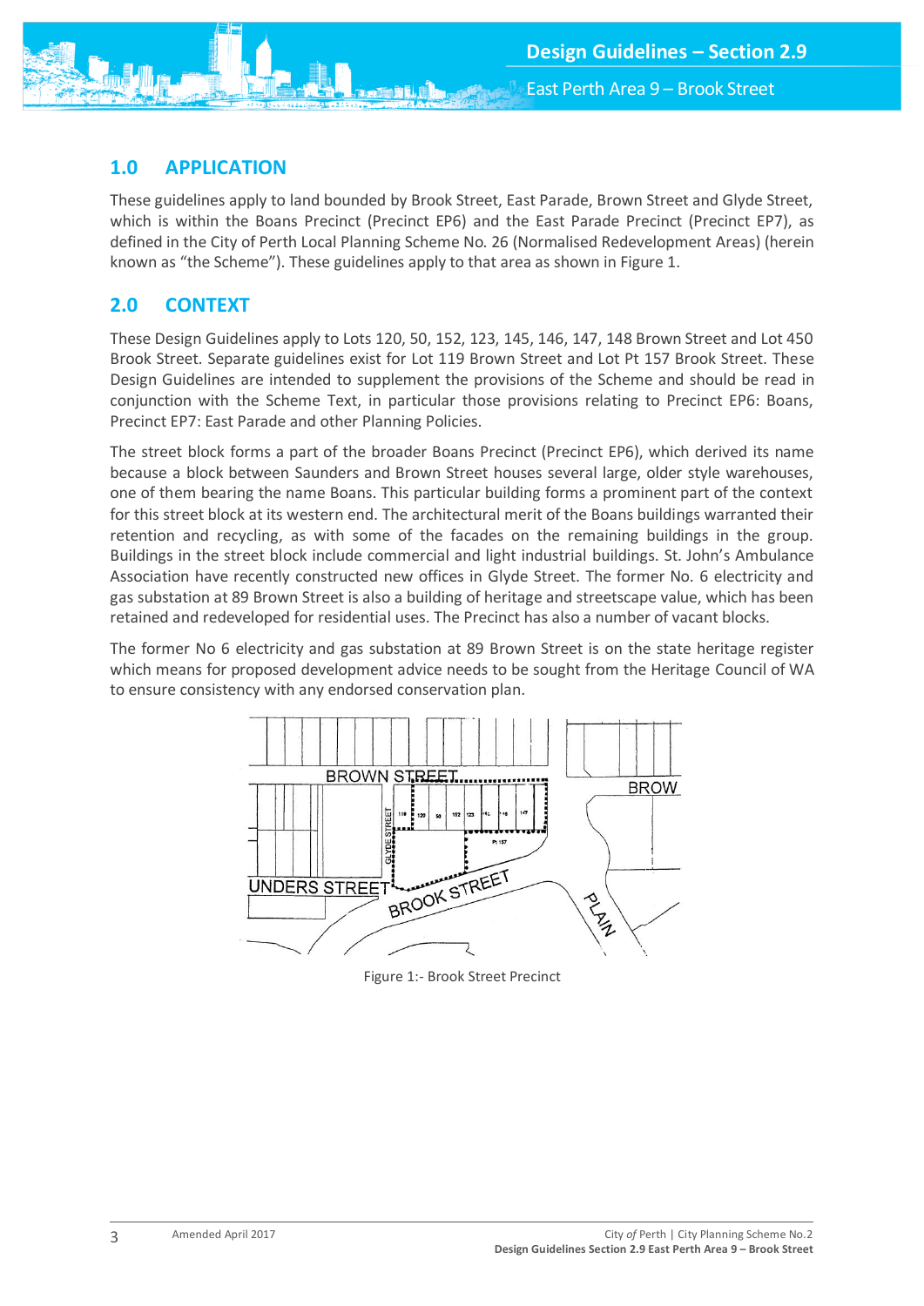## 1.0 APPLICATION

These guidelines apply to land bounded by Brook Street, East Parade, Brown Street and Glyde Street, which is within the Boans Precinct (Precinct EP6) and the East Parade Precinct (Precinct EP7), as defined in the City of Perth Local Planning Scheme No. 26 (Normalised Redevelopment Areas) (herein known as "the Scheme"). These guidelines apply to that area as shown in Figure 1.

## 2.0 CONTEXT

These Design Guidelines apply to Lots 120, 50, 152, 123, 145, 146, 147, 148 Brown Street and Lot 450 Brook Street. Separate guidelines exist for Lot 119 Brown Street and Lot Pt 157 Brook Street. These Design Guidelines are intended to supplement the provisions of the Scheme and should be read in conjunction with the Scheme Text, in particular those provisions relating to Precinct EP6: Boans, Precinct EP7: East Parade and other Planning Policies.

The street block forms a part of the broader Boans Precinct (Precinct EP6), which derived its name because a block between Saunders and Brown Street houses several large, older style warehouses, one of them bearing the name Boans. This particular building forms a prominent part of the context for this street block at its western end. The architectural merit of the Boans buildings warranted their retention and recycling, as with some of the facades on the remaining buildings in the group. Buildings in the street block include commercial and light industrial buildings. St. John's Ambulance Association have recently constructed new offices in Glyde Street. The former No. 6 electricity and gas substation at 89 Brown Street is also a building of heritage and streetscape value, which has been retained and redeveloped for residential uses. The Precinct has also a number of vacant blocks.

The former No 6 electricity and gas substation at 89 Brown Street is on the state heritage register which means for proposed development advice needs to be sought from the Heritage Council of WA to ensure consistency with any endorsed conservation plan.

Figure 1:- Brook Street Precinct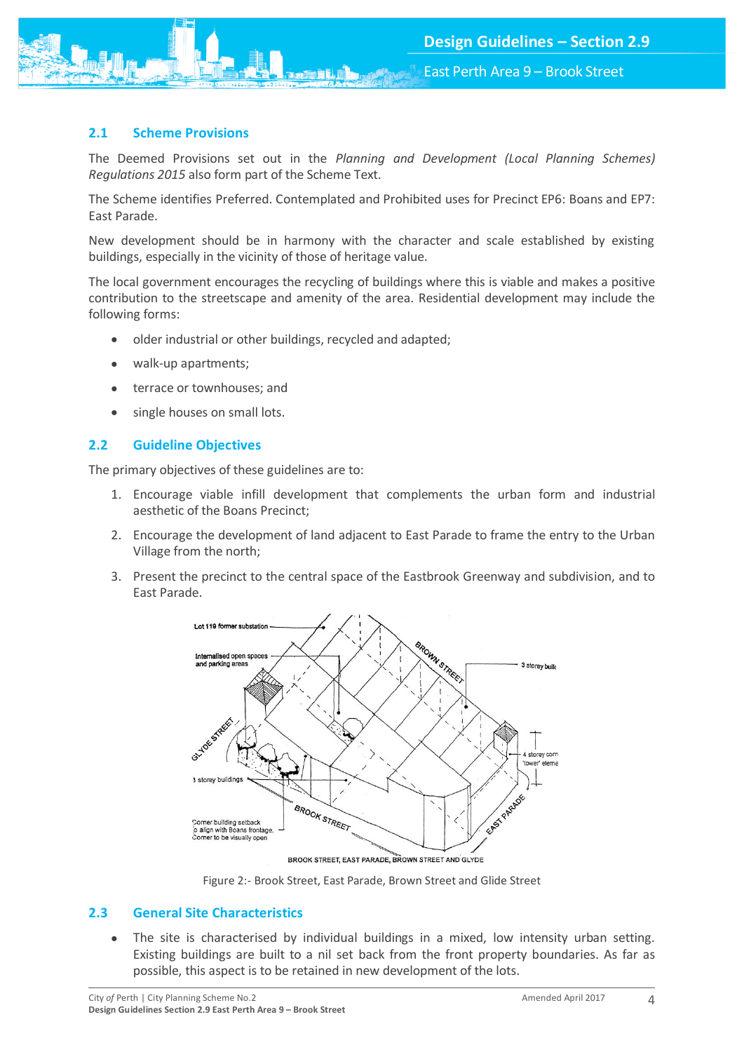## 2.1 Scheme Provisions

The Deemed Provisions set out in the *Planning and Development (Local Planning Schemes) Regulations 2015* also form part of the Scheme Text.

The Scheme identifies Preferred. Contemplated and Prohibited uses for Precinct EP6: Boans and EP7: East Parade.

New development should be in harmony with the character and scale established by existing buildings, especially in the vicinity of those of heritage value.

The local government encourages the recycling of buildings where this is viable and makes a positive contribution to the streetscape and amenity of the area. Residential development may include the following forms:

- older industrial or other buildings, recycled and adapted;
- walk-up apartments;
- terrace or townhouses; and
- single houses on small lots.

## 2.2 Guideline Objectives

The primary objectives of these guidelines are to:

1. Encourage viable infill development that complements the urban form and industrial aesthetic of the Boans Precinct;
2. Encourage the development of land adjacent to East Parade to frame the entry to the Urban Village from the north;
3. Present the precinct to the central space of the Eastbrook Greenway and subdivision, and to East Parade.

Figure 2:- Brook Street, East Parade, Brown Street and Glide Street

## 2.3 General Site Characteristics

- The site is characterised by individual buildings in a mixed, low intensity urban setting. Existing buildings are built to a nil set back from the front property boundaries. As far as possible, this aspect is to be retained in new development of the lots.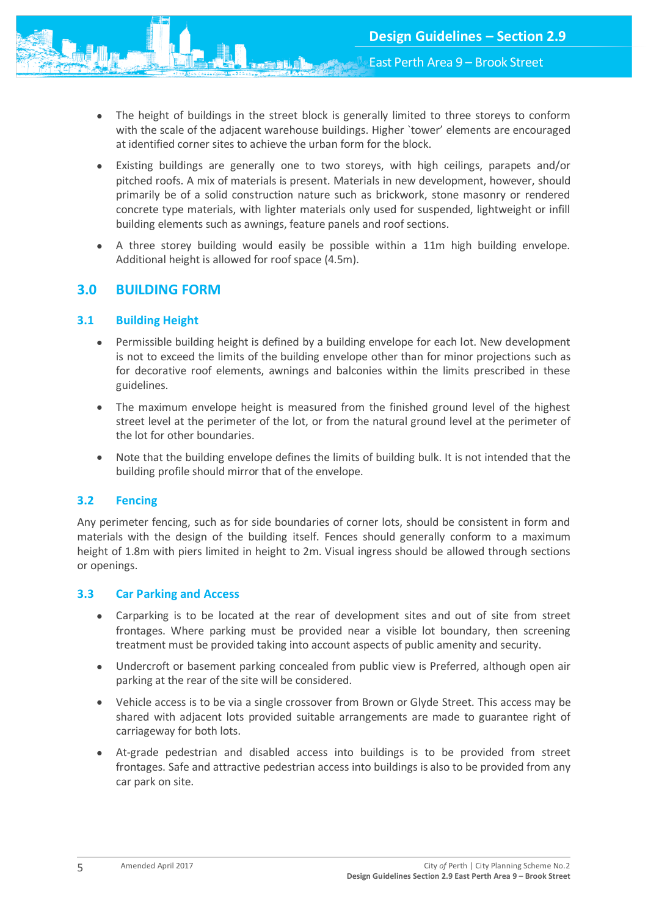- The height of buildings in the street block is generally limited to three storeys to conform with the scale of the adjacent warehouse buildings. Higher `tower' elements are encouraged at identified corner sites to achieve the urban form for the block.
- Existing buildings are generally one to two storeys, with high ceilings, parapets and/or pitched roofs. A mix of materials is present. Materials in new development, however, should primarily be of a solid construction nature such as brickwork, stone masonry or rendered concrete type materials, with lighter materials only used for suspended, lightweight or infill building elements such as awnings, feature panels and roof sections.
- A three storey building would easily be possible within a 11m high building envelope. Additional height is allowed for roof space (4.5m).

## 3.0 BUILDING FORM

### 3.1 Building Height

- Permissible building height is defined by a building envelope for each lot. New development is not to exceed the limits of the building envelope other than for minor projections such as for decorative roof elements, awnings and balconies within the limits prescribed in these guidelines.
- The maximum envelope height is measured from the finished ground level of the highest street level at the perimeter of the lot, or from the natural ground level at the perimeter of the lot for other boundaries.
- Note that the building envelope defines the limits of building bulk. It is not intended that the building profile should mirror that of the envelope.

### 3.2 Fencing

Any perimeter fencing, such as for side boundaries of corner lots, should be consistent in form and materials with the design of the building itself. Fences should generally conform to a maximum height of 1.8m with piers limited in height to 2m. Visual ingress should be allowed through sections or openings.

### 3.3 Car Parking and Access

- Carparking is to be located at the rear of development sites and out of site from street frontages. Where parking must be provided near a visible lot boundary, then screening treatment must be provided taking into account aspects of public amenity and security.
- Undercroft or basement parking concealed from public view is Preferred, although open air parking at the rear of the site will be considered.
- Vehicle access is to be via a single crossover from Brown or Glyde Street. This access may be shared with adjacent lots provided suitable arrangements are made to guarantee right of carriageway for both lots.
- At-grade pedestrian and disabled access into buildings is to be provided from street frontages. Safe and attractive pedestrian access into buildings is also to be provided from any car park on site.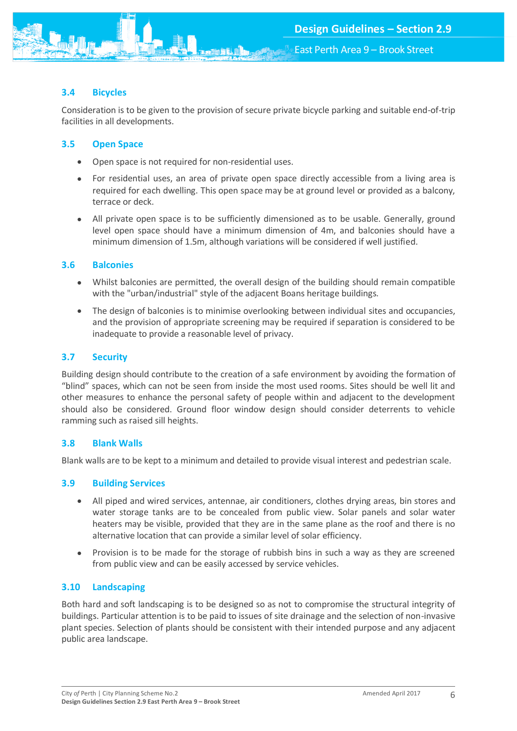### 3.4 Bicycles

Consideration is to be given to the provision of secure private bicycle parking and suitable end-of-trip facilities in all developments.

### 3.5 Open Space

- Open space is not required for non-residential uses.
- For residential uses, an area of private open space directly accessible from a living area is required for each dwelling. This open space may be at ground level or provided as a balcony, terrace or deck.
- All private open space is to be sufficiently dimensioned as to be usable. Generally, ground level open space should have a minimum dimension of 4m, and balconies should have a minimum dimension of 1.5m, although variations will be considered if well justified.

### 3.6 Balconies

- Whilst balconies are permitted, the overall design of the building should remain compatible with the "urban/industrial" style of the adjacent Boans heritage buildings.
- The design of balconies is to minimise overlooking between individual sites and occupancies, and the provision of appropriate screening may be required if separation is considered to be inadequate to provide a reasonable level of privacy.

### 3.7 Security

Building design should contribute to the creation of a safe environment by avoiding the formation of "blind" spaces, which can not be seen from inside the most used rooms. Sites should be well lit and other measures to enhance the personal safety of people within and adjacent to the development should also be considered. Ground floor window design should consider deterrents to vehicle ramming such as raised sill heights.

### 3.8 Blank Walls

Blank walls are to be kept to a minimum and detailed to provide visual interest and pedestrian scale.

### 3.9 Building Services

- All piped and wired services, antennae, air conditioners, clothes drying areas, bin stores and water storage tanks are to be concealed from public view. Solar panels and solar water heaters may be visible, provided that they are in the same plane as the roof and there is no alternative location that can provide a similar level of solar efficiency.
- Provision is to be made for the storage of rubbish bins in such a way as they are screened from public view and can be easily accessed by service vehicles.

### 3.10 Landscaping

Both hard and soft landscaping is to be designed so as not to compromise the structural integrity of buildings. Particular attention is to be paid to issues of site drainage and the selection of non-invasive plant species. Selection of plants should be consistent with their intended purpose and any adjacent public area landscape.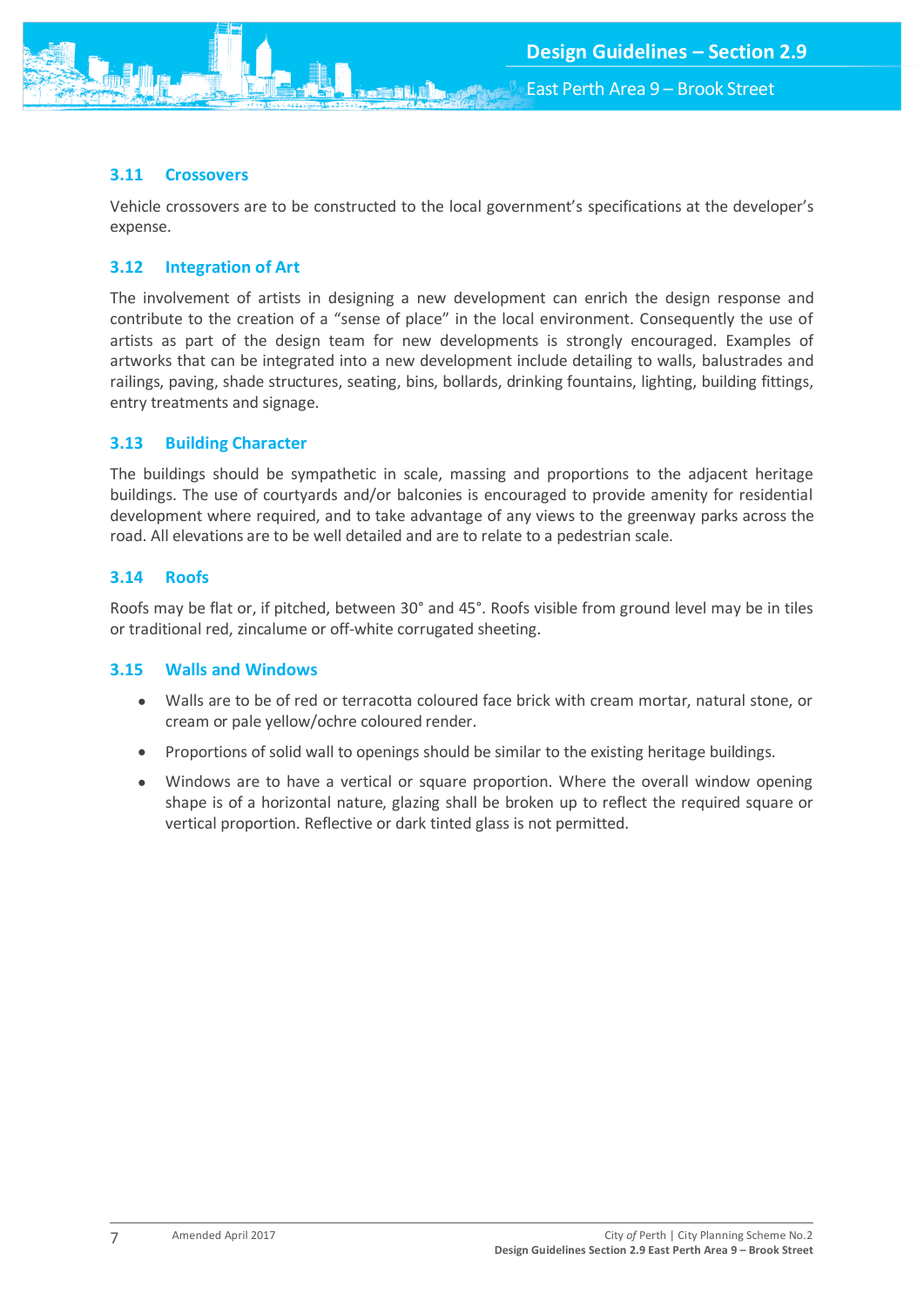### 3.11 Crossovers

Vehicle crossovers are to be constructed to the local government's specifications at the developer's expense.

### 3.12 Integration of Art

The involvement of artists in designing a new development can enrich the design response and contribute to the creation of a "sense of place" in the local environment. Consequently the use of artists as part of the design team for new developments is strongly encouraged. Examples of artworks that can be integrated into a new development include detailing to walls, balustrades and railings, paving, shade structures, seating, bins, bollards, drinking fountains, lighting, building fittings, entry treatments and signage.

### 3.13 Building Character

The buildings should be sympathetic in scale, massing and proportions to the adjacent heritage buildings. The use of courtyards and/or balconies is encouraged to provide amenity for residential development where required, and to take advantage of any views to the greenway parks across the road. All elevations are to be well detailed and are to relate to a pedestrian scale.

### 3.14 Roofs

Roofs may be flat or, if pitched, between 30° and 45°. Roofs visible from ground level may be in tiles or traditional red, zincalume or off-white corrugated sheeting.

### 3.15 Walls and Windows

- Walls are to be of red or terracotta coloured face brick with cream mortar, natural stone, or cream or pale yellow/ochre coloured render.
- Proportions of solid wall to openings should be similar to the existing heritage buildings.
- Windows are to have a vertical or square proportion. Where the overall window opening shape is of a horizontal nature, glazing shall be broken up to reflect the required square or vertical proportion. Reflective or dark tinted glass is not permitted.